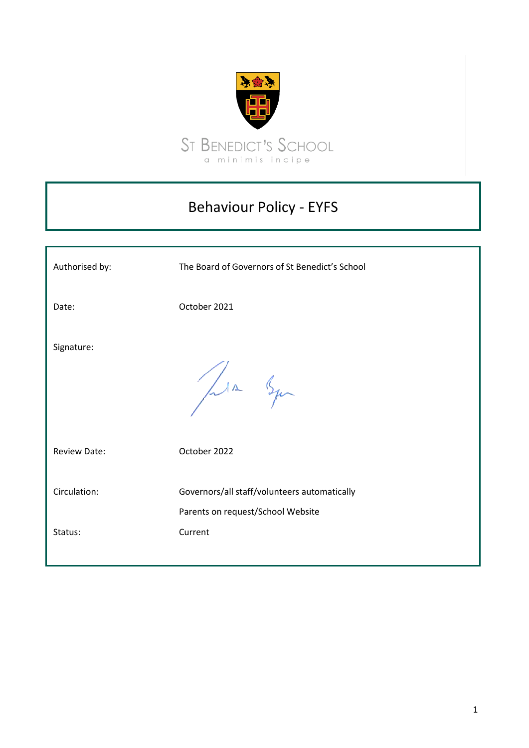ST BENEDICT'S SCHOOL

a minimis incipe

# Behaviour Policy - EYFS

| | |
|---|---|
| Authorised by: | The Board of Governors of St Benedict's School |
| Date: | October 2021 |
| Signature: | |
| Review Date: | October 2022 |
| Circulation: | Governors/all staff/volunteers automatically<br>Parents on request/School Website |
| Status: | Current |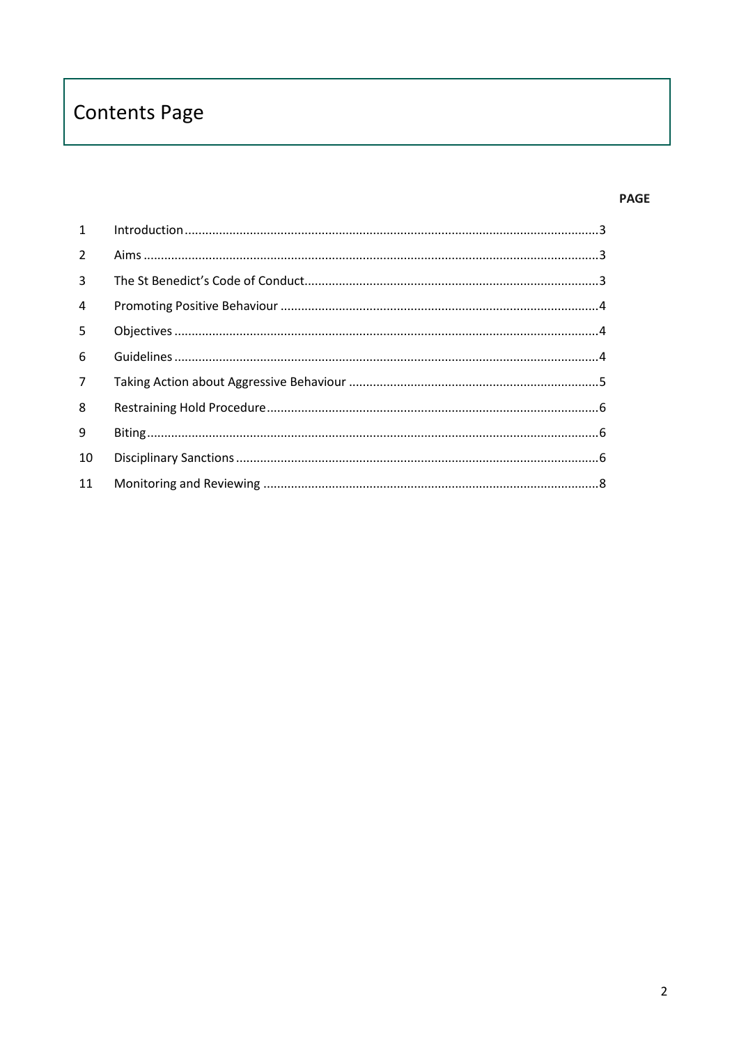# Contents Page

| | | PAGE |
|---|---|---|
| 1 | Introduction | 3 |
| 2 | Aims | 3 |
| 3 | The St Benedict's Code of Conduct | 3 |
| 4 | Promoting Positive Behaviour | 4 |
| 5 | Objectives | 4 |
| 6 | Guidelines | 4 |
| 7 | Taking Action about Aggressive Behaviour | 5 |
| 8 | Restraining Hold Procedure | 6 |
| 9 | Biting | 6 |
| 10 | Disciplinary Sanctions | 6 |
| 11 | Monitoring and Reviewing | 8 |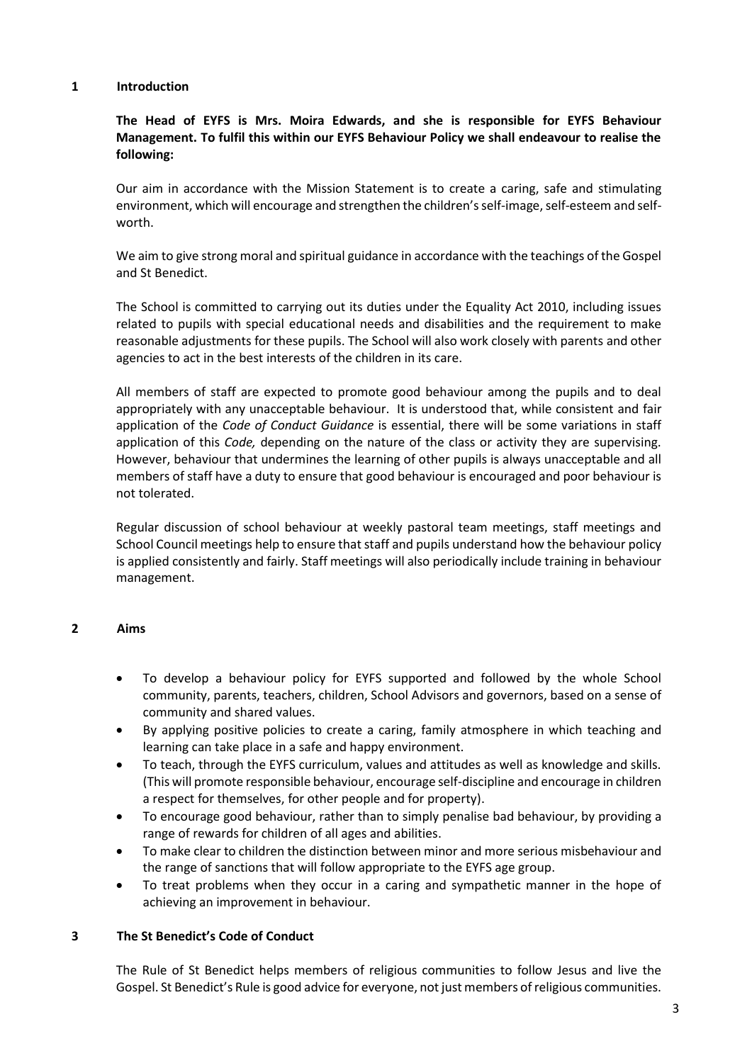## 1 Introduction

**The Head of EYFS is Mrs. Moira Edwards, and she is responsible for EYFS Behaviour Management. To fulfil this within our EYFS Behaviour Policy we shall endeavour to realise the following:**

Our aim in accordance with the Mission Statement is to create a caring, safe and stimulating environment, which will encourage and strengthen the children's self-image, self-esteem and self-worth.

We aim to give strong moral and spiritual guidance in accordance with the teachings of the Gospel and St Benedict.

The School is committed to carrying out its duties under the Equality Act 2010, including issues related to pupils with special educational needs and disabilities and the requirement to make reasonable adjustments for these pupils. The School will also work closely with parents and other agencies to act in the best interests of the children in its care.

All members of staff are expected to promote good behaviour among the pupils and to deal appropriately with any unacceptable behaviour. It is understood that, while consistent and fair application of the *Code of Conduct Guidance* is essential, there will be some variations in staff application of this *Code,* depending on the nature of the class or activity they are supervising. However, behaviour that undermines the learning of other pupils is always unacceptable and all members of staff have a duty to ensure that good behaviour is encouraged and poor behaviour is not tolerated.

Regular discussion of school behaviour at weekly pastoral team meetings, staff meetings and School Council meetings help to ensure that staff and pupils understand how the behaviour policy is applied consistently and fairly. Staff meetings will also periodically include training in behaviour management.

## 2 Aims

- To develop a behaviour policy for EYFS supported and followed by the whole School community, parents, teachers, children, School Advisors and governors, based on a sense of community and shared values.
- By applying positive policies to create a caring, family atmosphere in which teaching and learning can take place in a safe and happy environment.
- To teach, through the EYFS curriculum, values and attitudes as well as knowledge and skills. (This will promote responsible behaviour, encourage self-discipline and encourage in children a respect for themselves, for other people and for property).
- To encourage good behaviour, rather than to simply penalise bad behaviour, by providing a range of rewards for children of all ages and abilities.
- To make clear to children the distinction between minor and more serious misbehaviour and the range of sanctions that will follow appropriate to the EYFS age group.
- To treat problems when they occur in a caring and sympathetic manner in the hope of achieving an improvement in behaviour.

## 3 The St Benedict's Code of Conduct

The Rule of St Benedict helps members of religious communities to follow Jesus and live the Gospel. St Benedict's Rule is good advice for everyone, not just members of religious communities.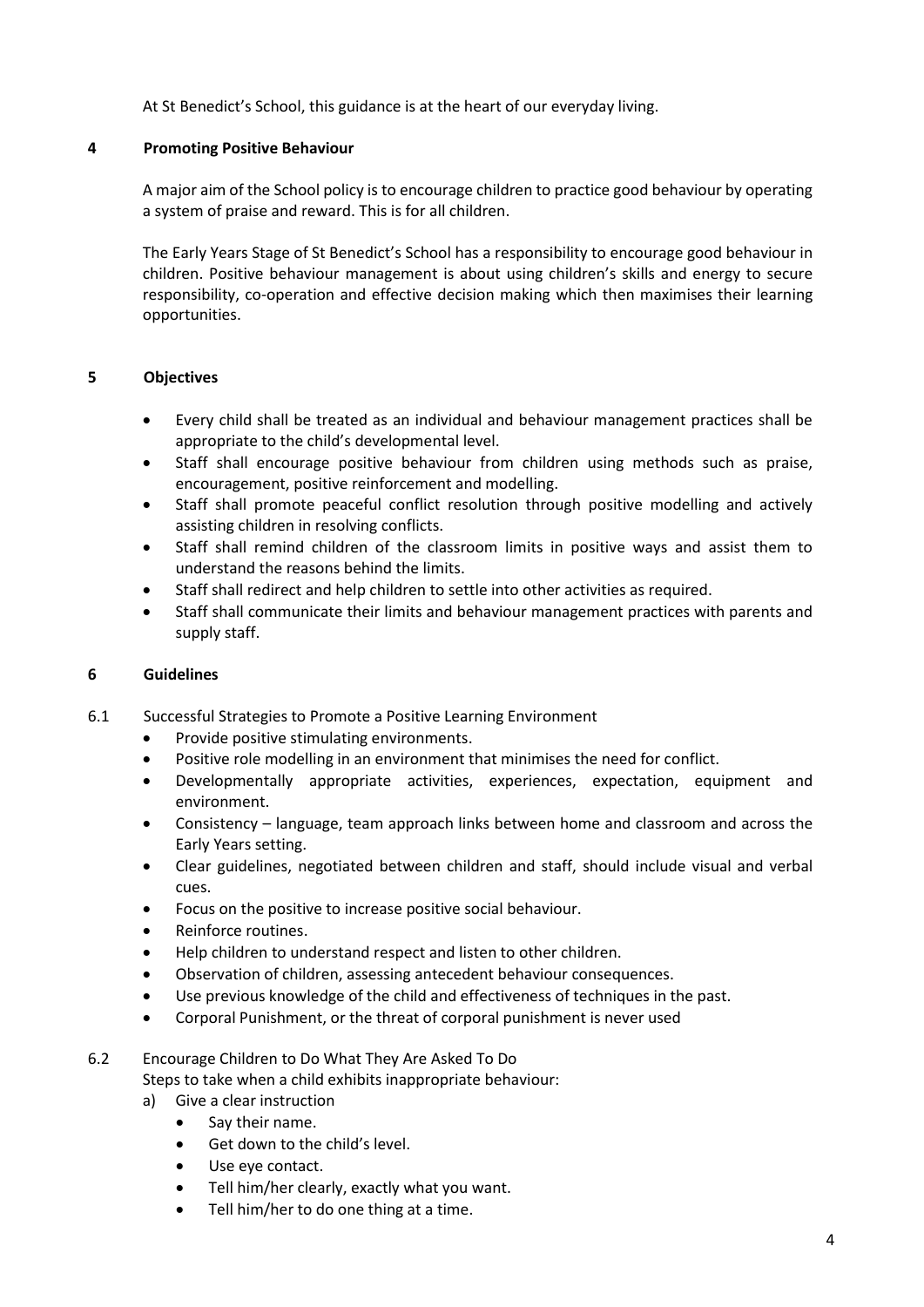At St Benedict's School, this guidance is at the heart of our everyday living.

## 4 Promoting Positive Behaviour

A major aim of the School policy is to encourage children to practice good behaviour by operating a system of praise and reward. This is for all children.

The Early Years Stage of St Benedict's School has a responsibility to encourage good behaviour in children. Positive behaviour management is about using children's skills and energy to secure responsibility, co-operation and effective decision making which then maximises their learning opportunities.

## 5 Objectives

- Every child shall be treated as an individual and behaviour management practices shall be appropriate to the child's developmental level.
- Staff shall encourage positive behaviour from children using methods such as praise, encouragement, positive reinforcement and modelling.
- Staff shall promote peaceful conflict resolution through positive modelling and actively assisting children in resolving conflicts.
- Staff shall remind children of the classroom limits in positive ways and assist them to understand the reasons behind the limits.
- Staff shall redirect and help children to settle into other activities as required.
- Staff shall communicate their limits and behaviour management practices with parents and supply staff.

## 6 Guidelines

6.1 Successful Strategies to Promote a Positive Learning Environment

- Provide positive stimulating environments.
- Positive role modelling in an environment that minimises the need for conflict.
- Developmentally appropriate activities, experiences, expectation, equipment and environment.
- Consistency – language, team approach links between home and classroom and across the Early Years setting.
- Clear guidelines, negotiated between children and staff, should include visual and verbal cues.
- Focus on the positive to increase positive social behaviour.
- Reinforce routines.
- Help children to understand respect and listen to other children.
- Observation of children, assessing antecedent behaviour consequences.
- Use previous knowledge of the child and effectiveness of techniques in the past.
- Corporal Punishment, or the threat of corporal punishment is never used

6.2 Encourage Children to Do What They Are Asked To Do

Steps to take when a child exhibits inappropriate behaviour:

a) Give a clear instruction
   - Say their name.
   - Get down to the child's level.
   - Use eye contact.
   - Tell him/her clearly, exactly what you want.
   - Tell him/her to do one thing at a time.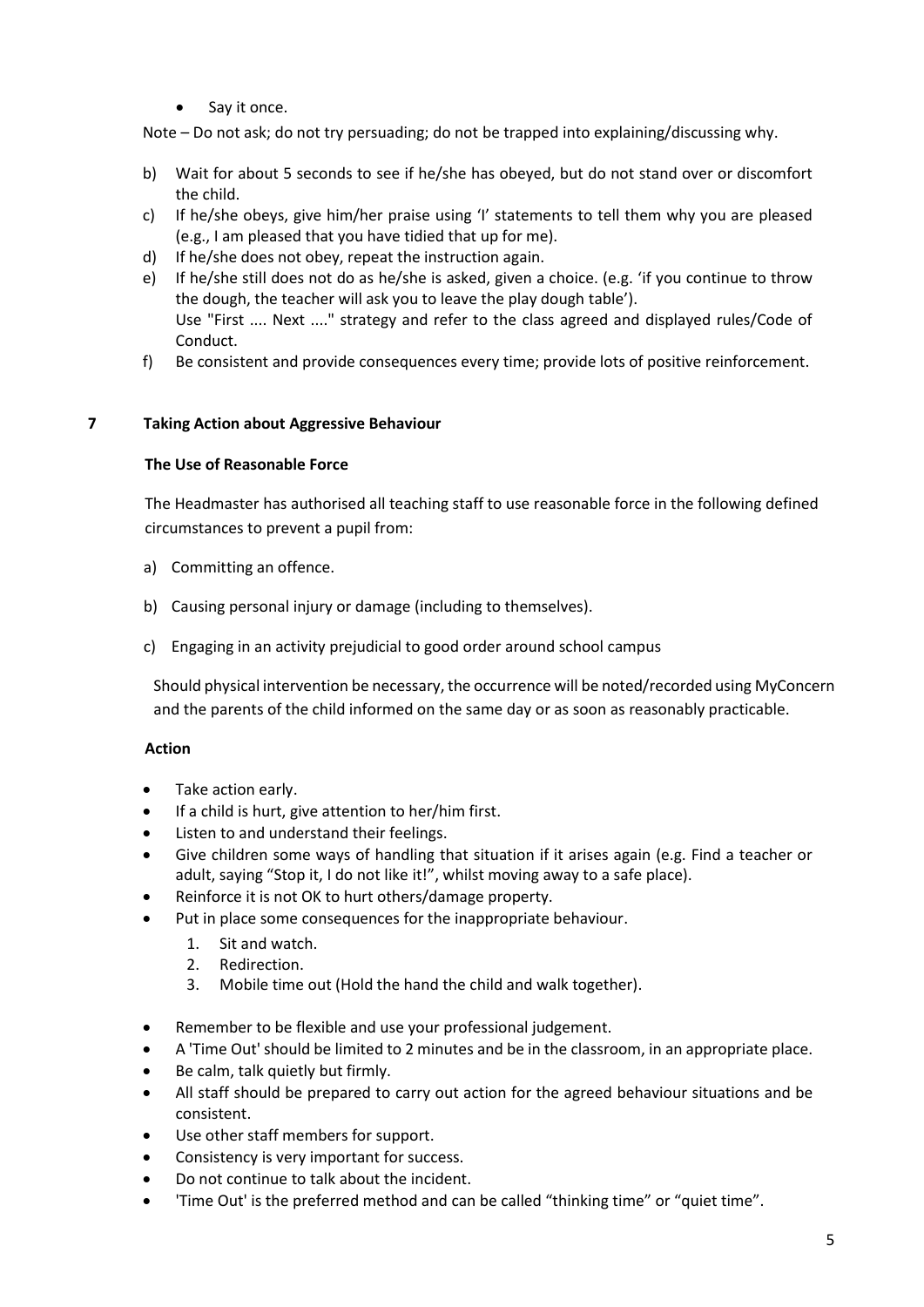- Say it once.

Note – Do not ask; do not try persuading; do not be trapped into explaining/discussing why.

b) Wait for about 5 seconds to see if he/she has obeyed, but do not stand over or discomfort the child.
c) If he/she obeys, give him/her praise using 'I' statements to tell them why you are pleased (e.g., I am pleased that you have tidied that up for me).
d) If he/she does not obey, repeat the instruction again.
e) If he/she still does not do as he/she is asked, given a choice. (e.g. 'if you continue to throw the dough, the teacher will ask you to leave the play dough table').
   Use "First .... Next ...." strategy and refer to the class agreed and displayed rules/Code of Conduct.
f) Be consistent and provide consequences every time; provide lots of positive reinforcement.

## 7 Taking Action about Aggressive Behaviour

### The Use of Reasonable Force

The Headmaster has authorised all teaching staff to use reasonable force in the following defined circumstances to prevent a pupil from:

a) Committing an offence.

b) Causing personal injury or damage (including to themselves).

c) Engaging in an activity prejudicial to good order around school campus

Should physical intervention be necessary, the occurrence will be noted/recorded using MyConcern and the parents of the child informed on the same day or as soon as reasonably practicable.

### Action

- Take action early.
- If a child is hurt, give attention to her/him first.
- Listen to and understand their feelings.
- Give children some ways of handling that situation if it arises again (e.g. Find a teacher or adult, saying "Stop it, I do not like it!", whilst moving away to a safe place).
- Reinforce it is not OK to hurt others/damage property.
- Put in place some consequences for the inappropriate behaviour.
  1. Sit and watch.
  2. Redirection.
  3. Mobile time out (Hold the hand the child and walk together).
- Remember to be flexible and use your professional judgement.
- A 'Time Out' should be limited to 2 minutes and be in the classroom, in an appropriate place.
- Be calm, talk quietly but firmly.
- All staff should be prepared to carry out action for the agreed behaviour situations and be consistent.
- Use other staff members for support.
- Consistency is very important for success.
- Do not continue to talk about the incident.
- 'Time Out' is the preferred method and can be called "thinking time" or "quiet time".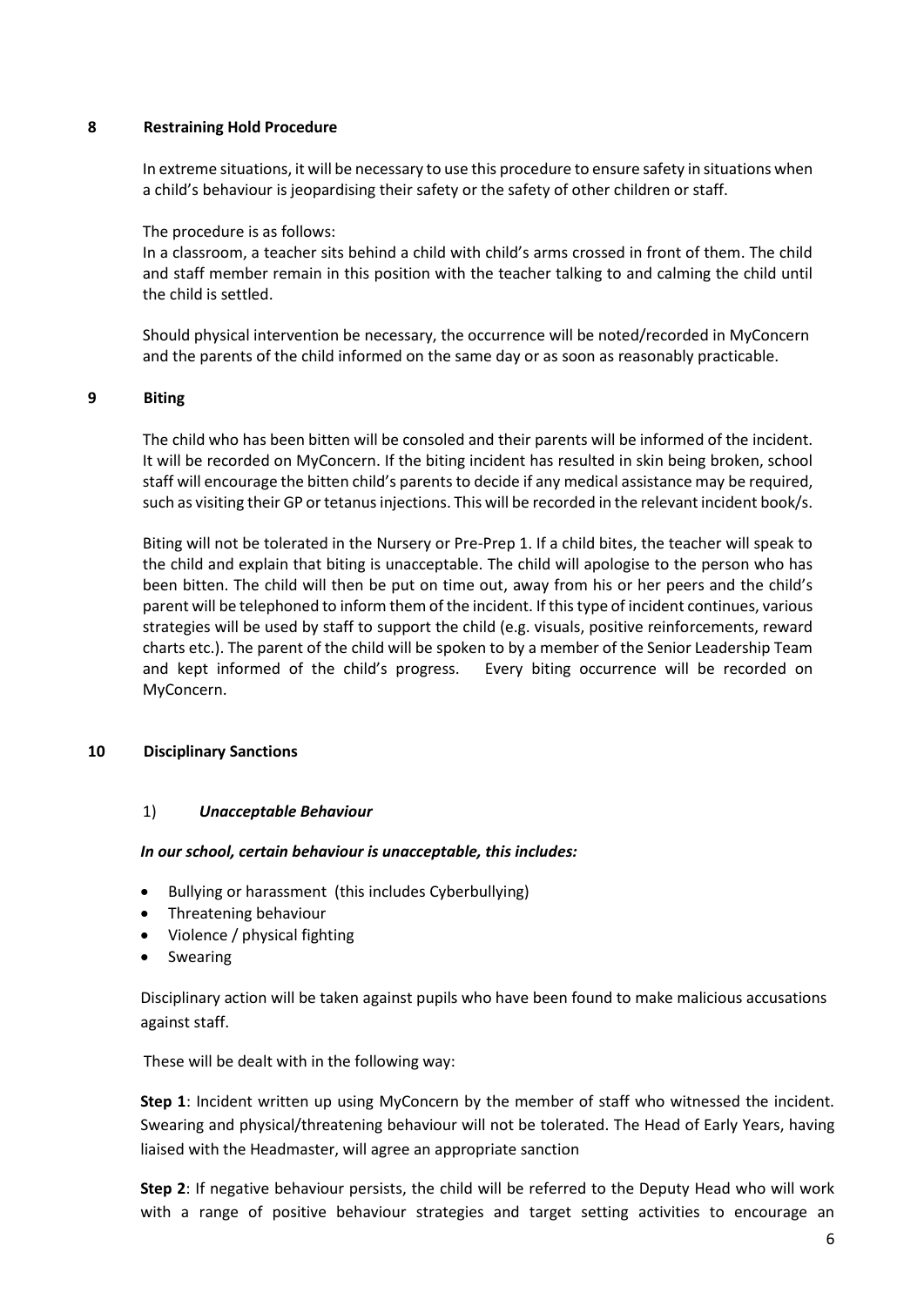## 8 Restraining Hold Procedure

In extreme situations, it will be necessary to use this procedure to ensure safety in situations when a child's behaviour is jeopardising their safety or the safety of other children or staff.

The procedure is as follows:
In a classroom, a teacher sits behind a child with child's arms crossed in front of them. The child and staff member remain in this position with the teacher talking to and calming the child until the child is settled.

Should physical intervention be necessary, the occurrence will be noted/recorded in MyConcern and the parents of the child informed on the same day or as soon as reasonably practicable.

## 9 Biting

The child who has been bitten will be consoled and their parents will be informed of the incident. It will be recorded on MyConcern. If the biting incident has resulted in skin being broken, school staff will encourage the bitten child's parents to decide if any medical assistance may be required, such as visiting their GP or tetanus injections. This will be recorded in the relevant incident book/s.

Biting will not be tolerated in the Nursery or Pre-Prep 1. If a child bites, the teacher will speak to the child and explain that biting is unacceptable. The child will apologise to the person who has been bitten. The child will then be put on time out, away from his or her peers and the child's parent will be telephoned to inform them of the incident. If this type of incident continues, various strategies will be used by staff to support the child (e.g. visuals, positive reinforcements, reward charts etc.). The parent of the child will be spoken to by a member of the Senior Leadership Team and kept informed of the child's progress. Every biting occurrence will be recorded on MyConcern.

## 10 Disciplinary Sanctions

### 1) *Unacceptable Behaviour*

***In our school, certain behaviour is unacceptable, this includes:***

- Bullying or harassment (this includes Cyberbullying)
- Threatening behaviour
- Violence / physical fighting
- Swearing

Disciplinary action will be taken against pupils who have been found to make malicious accusations against staff.

These will be dealt with in the following way:

**Step 1**: Incident written up using MyConcern by the member of staff who witnessed the incident. Swearing and physical/threatening behaviour will not be tolerated. The Head of Early Years, having liaised with the Headmaster, will agree an appropriate sanction

**Step 2**: If negative behaviour persists, the child will be referred to the Deputy Head who will work with a range of positive behaviour strategies and target setting activities to encourage an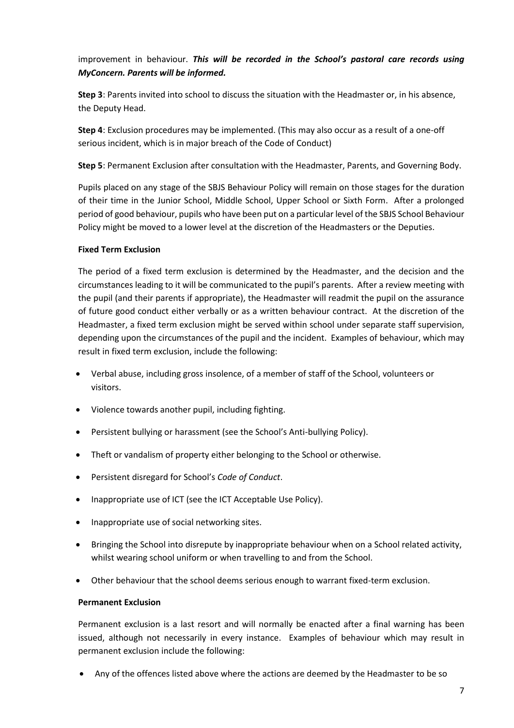improvement in behaviour. ***This will be recorded in the School's pastoral care records using MyConcern. Parents will be informed.***

**Step 3**: Parents invited into school to discuss the situation with the Headmaster or, in his absence, the Deputy Head.

**Step 4**: Exclusion procedures may be implemented. (This may also occur as a result of a one-off serious incident, which is in major breach of the Code of Conduct)

**Step 5**: Permanent Exclusion after consultation with the Headmaster, Parents, and Governing Body.

Pupils placed on any stage of the SBJS Behaviour Policy will remain on those stages for the duration of their time in the Junior School, Middle School, Upper School or Sixth Form. After a prolonged period of good behaviour, pupils who have been put on a particular level of the SBJS School Behaviour Policy might be moved to a lower level at the discretion of the Headmasters or the Deputies.

**Fixed Term Exclusion**

The period of a fixed term exclusion is determined by the Headmaster, and the decision and the circumstances leading to it will be communicated to the pupil's parents. After a review meeting with the pupil (and their parents if appropriate), the Headmaster will readmit the pupil on the assurance of future good conduct either verbally or as a written behaviour contract. At the discretion of the Headmaster, a fixed term exclusion might be served within school under separate staff supervision, depending upon the circumstances of the pupil and the incident. Examples of behaviour, which may result in fixed term exclusion, include the following:

- Verbal abuse, including gross insolence, of a member of staff of the School, volunteers or visitors.
- Violence towards another pupil, including fighting.
- Persistent bullying or harassment (see the School's Anti-bullying Policy).
- Theft or vandalism of property either belonging to the School or otherwise.
- Persistent disregard for School's *Code of Conduct*.
- Inappropriate use of ICT (see the ICT Acceptable Use Policy).
- Inappropriate use of social networking sites.
- Bringing the School into disrepute by inappropriate behaviour when on a School related activity, whilst wearing school uniform or when travelling to and from the School.
- Other behaviour that the school deems serious enough to warrant fixed-term exclusion.

**Permanent Exclusion**

Permanent exclusion is a last resort and will normally be enacted after a final warning has been issued, although not necessarily in every instance. Examples of behaviour which may result in permanent exclusion include the following:

- Any of the offences listed above where the actions are deemed by the Headmaster to be so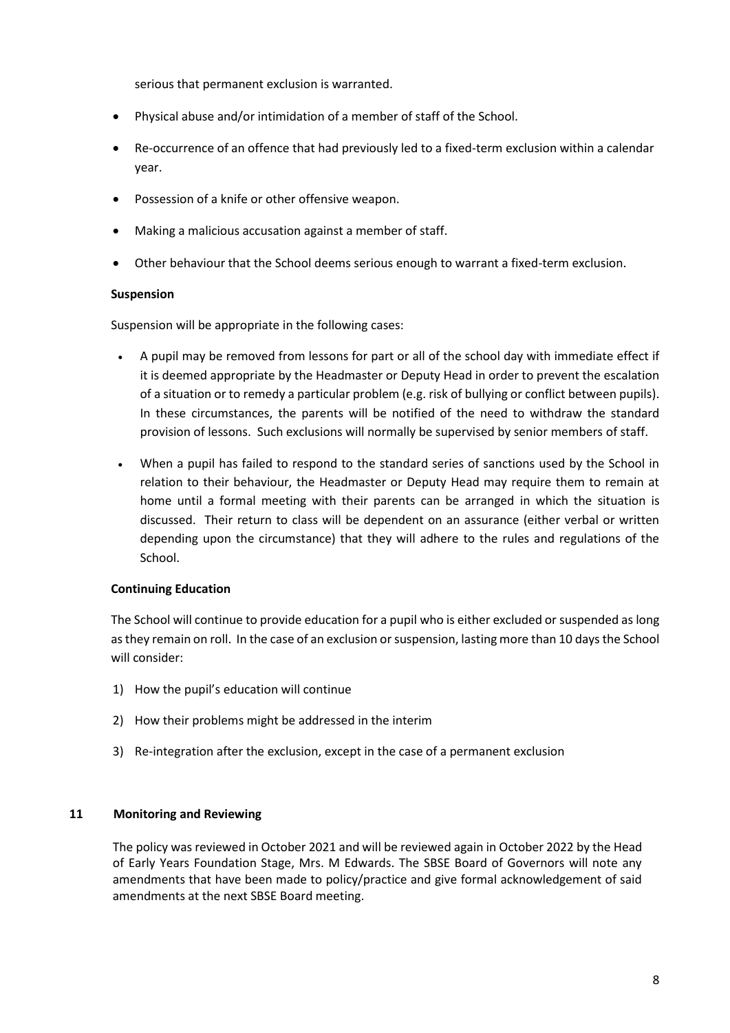serious that permanent exclusion is warranted.

- Physical abuse and/or intimidation of a member of staff of the School.
- Re-occurrence of an offence that had previously led to a fixed-term exclusion within a calendar year.
- Possession of a knife or other offensive weapon.
- Making a malicious accusation against a member of staff.
- Other behaviour that the School deems serious enough to warrant a fixed-term exclusion.

**Suspension**

Suspension will be appropriate in the following cases:

- A pupil may be removed from lessons for part or all of the school day with immediate effect if it is deemed appropriate by the Headmaster or Deputy Head in order to prevent the escalation of a situation or to remedy a particular problem (e.g. risk of bullying or conflict between pupils). In these circumstances, the parents will be notified of the need to withdraw the standard provision of lessons. Such exclusions will normally be supervised by senior members of staff.
- When a pupil has failed to respond to the standard series of sanctions used by the School in relation to their behaviour, the Headmaster or Deputy Head may require them to remain at home until a formal meeting with their parents can be arranged in which the situation is discussed. Their return to class will be dependent on an assurance (either verbal or written depending upon the circumstance) that they will adhere to the rules and regulations of the School.

**Continuing Education**

The School will continue to provide education for a pupil who is either excluded or suspended as long as they remain on roll. In the case of an exclusion or suspension, lasting more than 10 days the School will consider:

1) How the pupil's education will continue
2) How their problems might be addressed in the interim
3) Re-integration after the exclusion, except in the case of a permanent exclusion

## 11 Monitoring and Reviewing

The policy was reviewed in October 2021 and will be reviewed again in October 2022 by the Head of Early Years Foundation Stage, Mrs. M Edwards. The SBSE Board of Governors will note any amendments that have been made to policy/practice and give formal acknowledgement of said amendments at the next SBSE Board meeting.